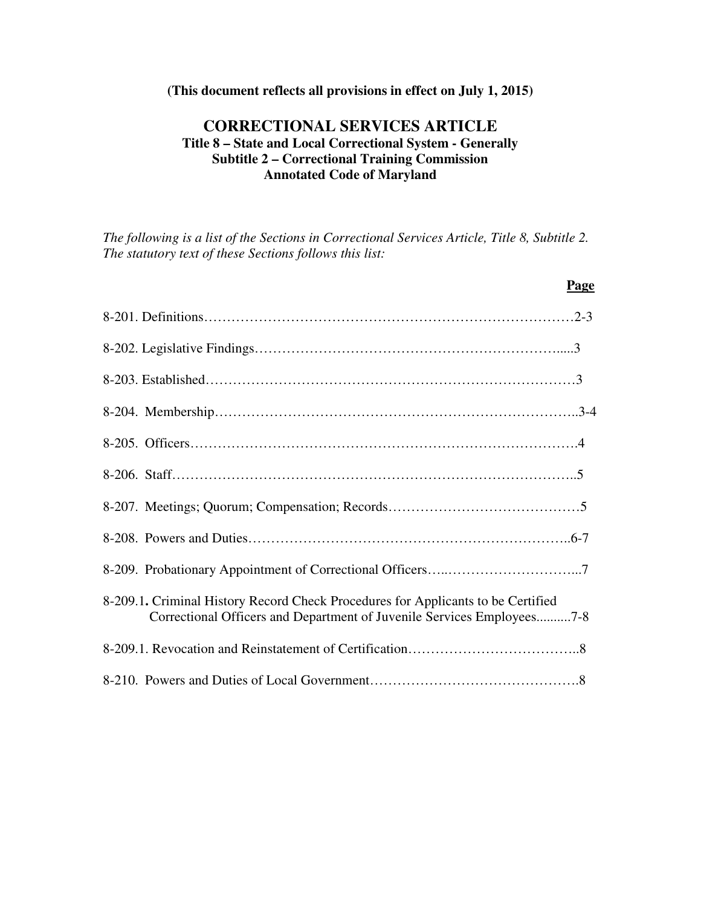**(This document reflects all provisions in effect on July 1, 2015)**

# CORRECTIONAL SERVICES ARTICLE

## Title 8 – State and Local Correctional System - Generally
## Subtitle 2 – Correctional Training Commission
## Annotated Code of Maryland

*The following is a list of the Sections in Correctional Services Article, Title 8, Subtitle 2. The statutory text of these Sections follows this list:*

| Section | Page |
| --- | --- |
| 8-201. Definitions | 2-3 |
| 8-202. Legislative Findings | 3 |
| 8-203. Established | 3 |
| 8-204. Membership | 3-4 |
| 8-205. Officers | 4 |
| 8-206. Staff | 5 |
| 8-207. Meetings; Quorum; Compensation; Records | 5 |
| 8-208. Powers and Duties | 6-7 |
| 8-209. Probationary Appointment of Correctional Officers | 7 |
| 8-209.1**.** Criminal History Record Check Procedures for Applicants to be Certified Correctional Officers and Department of Juvenile Services Employees | 7-8 |
| 8-209.1. Revocation and Reinstatement of Certification | 8 |
| 8-210. Powers and Duties of Local Government | 8 |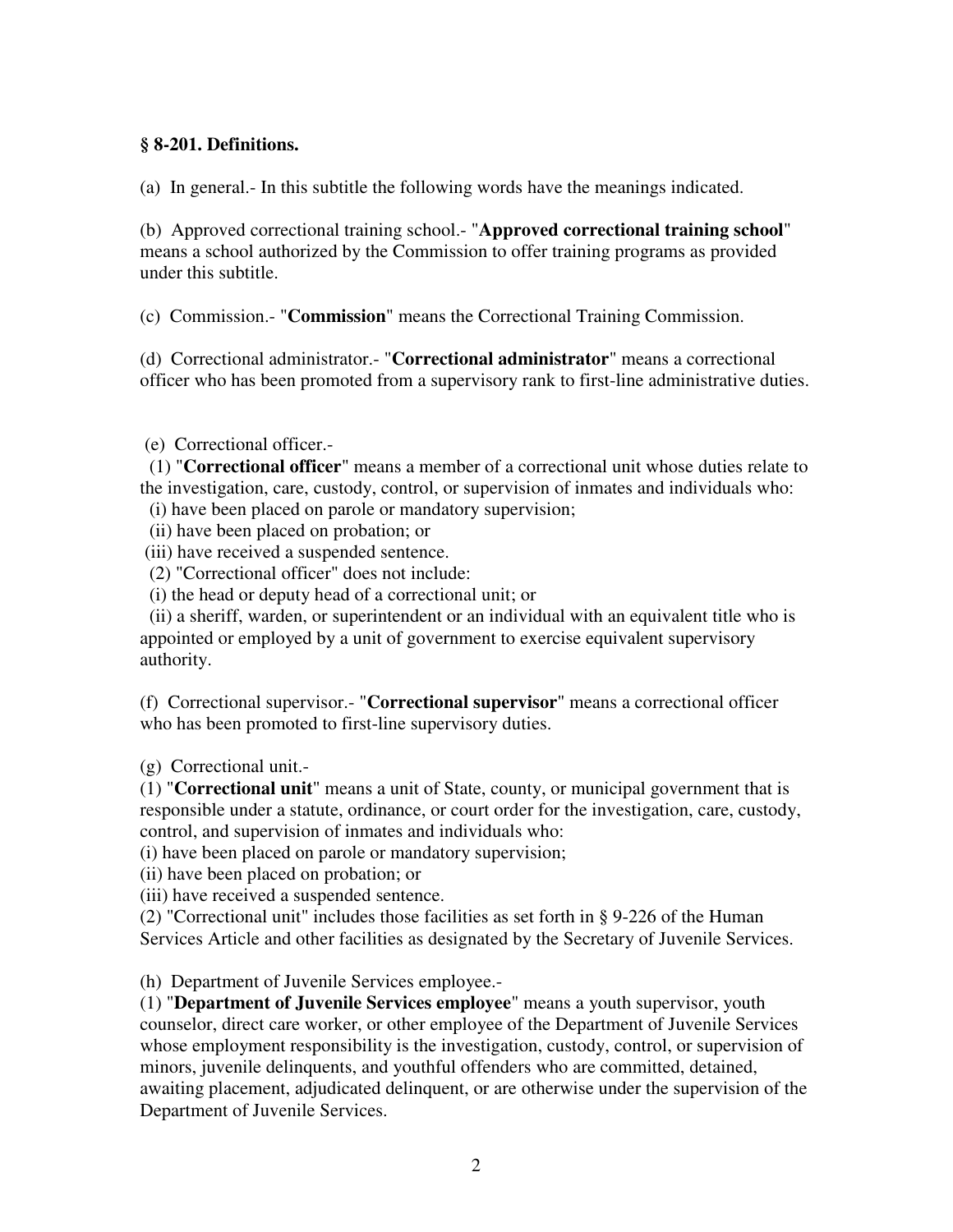**§ 8-201. Definitions.**

(a) In general.- In this subtitle the following words have the meanings indicated.

(b) Approved correctional training school.- "**Approved correctional training school**" means a school authorized by the Commission to offer training programs as provided under this subtitle.

(c) Commission.- "**Commission**" means the Correctional Training Commission.

(d) Correctional administrator.- "**Correctional administrator**" means a correctional officer who has been promoted from a supervisory rank to first-line administrative duties.

(e) Correctional officer.-

(1) "**Correctional officer**" means a member of a correctional unit whose duties relate to the investigation, care, custody, control, or supervision of inmates and individuals who:

(i) have been placed on parole or mandatory supervision;

(ii) have been placed on probation; or

(iii) have received a suspended sentence.

(2) "Correctional officer" does not include:

(i) the head or deputy head of a correctional unit; or

(ii) a sheriff, warden, or superintendent or an individual with an equivalent title who is appointed or employed by a unit of government to exercise equivalent supervisory authority.

(f) Correctional supervisor.- "**Correctional supervisor**" means a correctional officer who has been promoted to first-line supervisory duties.

(g) Correctional unit.-

(1) "**Correctional unit**" means a unit of State, county, or municipal government that is responsible under a statute, ordinance, or court order for the investigation, care, custody, control, and supervision of inmates and individuals who:

(i) have been placed on parole or mandatory supervision;

(ii) have been placed on probation; or

(iii) have received a suspended sentence.

(2) "Correctional unit" includes those facilities as set forth in § 9-226 of the Human Services Article and other facilities as designated by the Secretary of Juvenile Services.

(h) Department of Juvenile Services employee.-

(1) "**Department of Juvenile Services employee**" means a youth supervisor, youth counselor, direct care worker, or other employee of the Department of Juvenile Services whose employment responsibility is the investigation, custody, control, or supervision of minors, juvenile delinquents, and youthful offenders who are committed, detained, awaiting placement, adjudicated delinquent, or are otherwise under the supervision of the Department of Juvenile Services.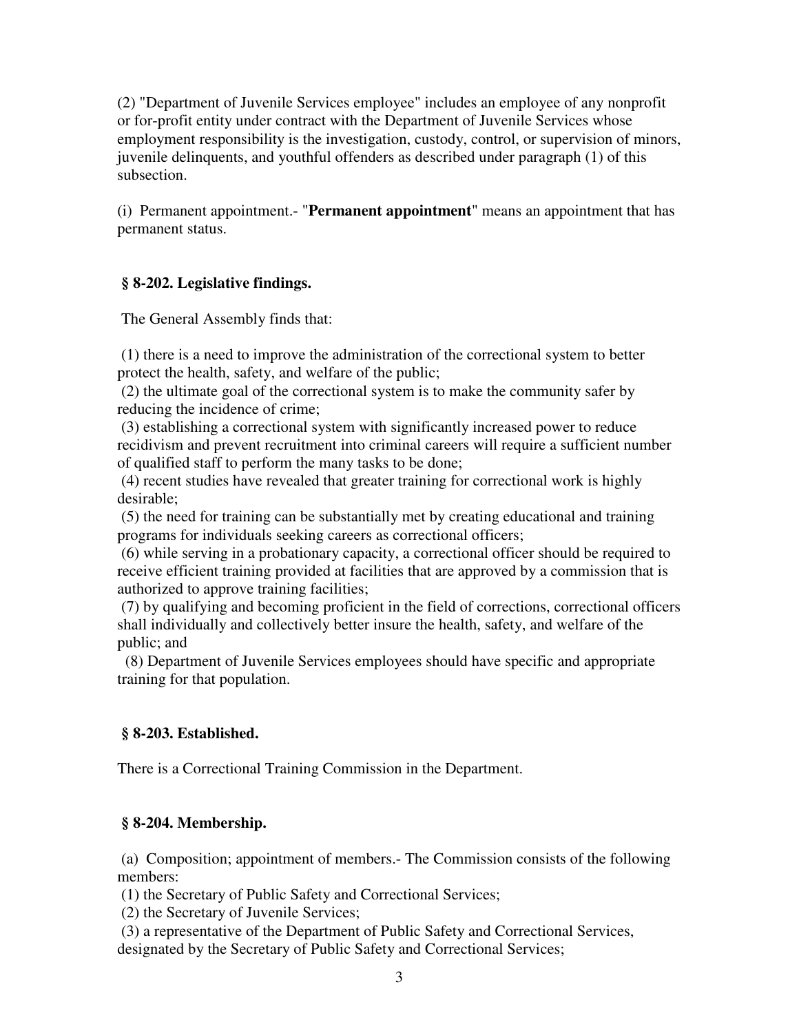(2) "Department of Juvenile Services employee" includes an employee of any nonprofit or for-profit entity under contract with the Department of Juvenile Services whose employment responsibility is the investigation, custody, control, or supervision of minors, juvenile delinquents, and youthful offenders as described under paragraph (1) of this subsection.

(i) Permanent appointment.- "**Permanent appointment**" means an appointment that has permanent status.

### § 8-202. Legislative findings.

The General Assembly finds that:

(1) there is a need to improve the administration of the correctional system to better protect the health, safety, and welfare of the public;
(2) the ultimate goal of the correctional system is to make the community safer by reducing the incidence of crime;
(3) establishing a correctional system with significantly increased power to reduce recidivism and prevent recruitment into criminal careers will require a sufficient number of qualified staff to perform the many tasks to be done;
(4) recent studies have revealed that greater training for correctional work is highly desirable;
(5) the need for training can be substantially met by creating educational and training programs for individuals seeking careers as correctional officers;
(6) while serving in a probationary capacity, a correctional officer should be required to receive efficient training provided at facilities that are approved by a commission that is authorized to approve training facilities;
(7) by qualifying and becoming proficient in the field of corrections, correctional officers shall individually and collectively better insure the health, safety, and welfare of the public; and
(8) Department of Juvenile Services employees should have specific and appropriate training for that population.

### § 8-203. Established.

There is a Correctional Training Commission in the Department.

### § 8-204. Membership.

(a) Composition; appointment of members.- The Commission consists of the following members:
(1) the Secretary of Public Safety and Correctional Services;
(2) the Secretary of Juvenile Services;
(3) a representative of the Department of Public Safety and Correctional Services, designated by the Secretary of Public Safety and Correctional Services;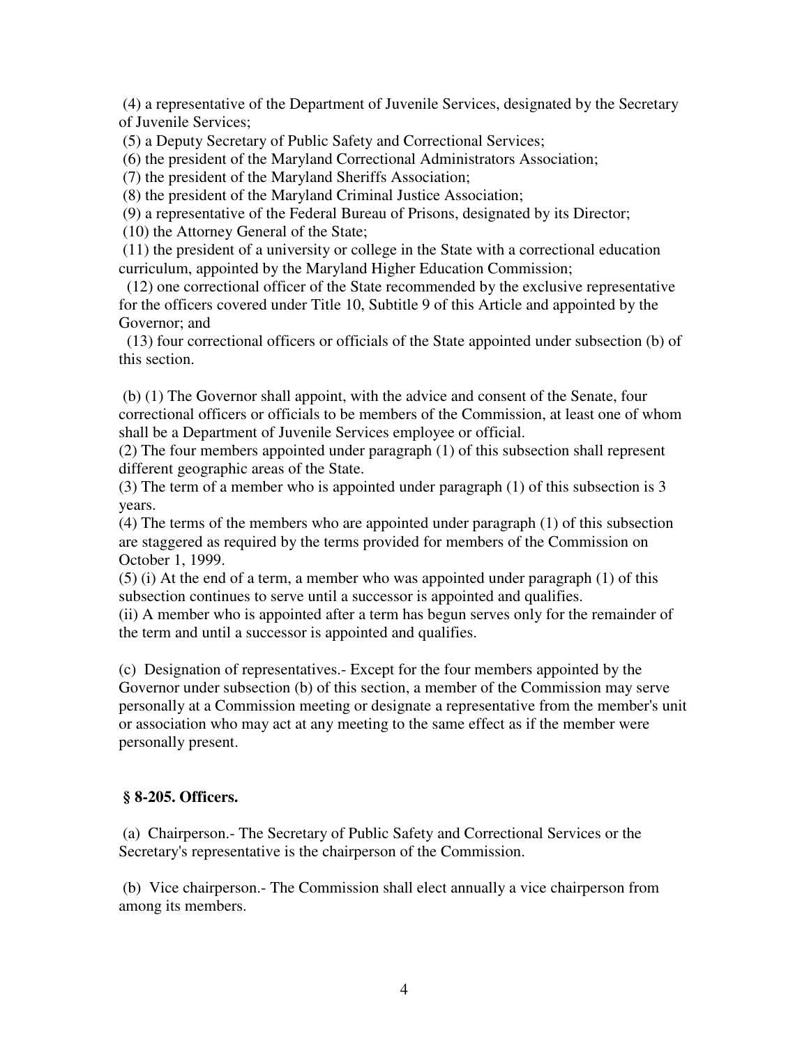(4) a representative of the Department of Juvenile Services, designated by the Secretary of Juvenile Services;

(5) a Deputy Secretary of Public Safety and Correctional Services;

(6) the president of the Maryland Correctional Administrators Association;

(7) the president of the Maryland Sheriffs Association;

(8) the president of the Maryland Criminal Justice Association;

(9) a representative of the Federal Bureau of Prisons, designated by its Director;

(10) the Attorney General of the State;

(11) the president of a university or college in the State with a correctional education curriculum, appointed by the Maryland Higher Education Commission;

(12) one correctional officer of the State recommended by the exclusive representative for the officers covered under Title 10, Subtitle 9 of this Article and appointed by the Governor; and

(13) four correctional officers or officials of the State appointed under subsection (b) of this section.

(b) (1) The Governor shall appoint, with the advice and consent of the Senate, four correctional officers or officials to be members of the Commission, at least one of whom shall be a Department of Juvenile Services employee or official.

(2) The four members appointed under paragraph (1) of this subsection shall represent different geographic areas of the State.

(3) The term of a member who is appointed under paragraph (1) of this subsection is 3 years.

(4) The terms of the members who are appointed under paragraph (1) of this subsection are staggered as required by the terms provided for members of the Commission on October 1, 1999.

(5) (i) At the end of a term, a member who was appointed under paragraph (1) of this subsection continues to serve until a successor is appointed and qualifies.

(ii) A member who is appointed after a term has begun serves only for the remainder of the term and until a successor is appointed and qualifies.

(c) Designation of representatives.- Except for the four members appointed by the Governor under subsection (b) of this section, a member of the Commission may serve personally at a Commission meeting or designate a representative from the member's unit or association who may act at any meeting to the same effect as if the member were personally present.

**§ 8-205. Officers.**

(a) Chairperson.- The Secretary of Public Safety and Correctional Services or the Secretary's representative is the chairperson of the Commission.

(b) Vice chairperson.- The Commission shall elect annually a vice chairperson from among its members.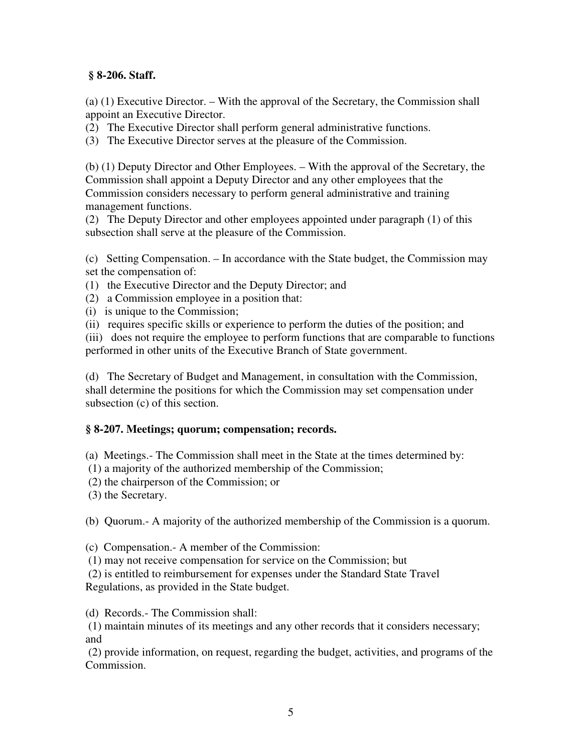**§ 8-206. Staff.**

(a) (1) Executive Director. – With the approval of the Secretary, the Commission shall appoint an Executive Director.
(2) The Executive Director shall perform general administrative functions.
(3) The Executive Director serves at the pleasure of the Commission.

(b) (1) Deputy Director and Other Employees. – With the approval of the Secretary, the Commission shall appoint a Deputy Director and any other employees that the Commission considers necessary to perform general administrative and training management functions.
(2) The Deputy Director and other employees appointed under paragraph (1) of this subsection shall serve at the pleasure of the Commission.

(c) Setting Compensation. – In accordance with the State budget, the Commission may set the compensation of:
(1) the Executive Director and the Deputy Director; and
(2) a Commission employee in a position that:
(i) is unique to the Commission;
(ii) requires specific skills or experience to perform the duties of the position; and
(iii) does not require the employee to perform functions that are comparable to functions performed in other units of the Executive Branch of State government.

(d) The Secretary of Budget and Management, in consultation with the Commission, shall determine the positions for which the Commission may set compensation under subsection (c) of this section.

**§ 8-207. Meetings; quorum; compensation; records.**

(a) Meetings.- The Commission shall meet in the State at the times determined by:
(1) a majority of the authorized membership of the Commission;
(2) the chairperson of the Commission; or
(3) the Secretary.

(b) Quorum.- A majority of the authorized membership of the Commission is a quorum.

(c) Compensation.- A member of the Commission:
(1) may not receive compensation for service on the Commission; but
(2) is entitled to reimbursement for expenses under the Standard State Travel Regulations, as provided in the State budget.

(d) Records.- The Commission shall:
(1) maintain minutes of its meetings and any other records that it considers necessary; and
(2) provide information, on request, regarding the budget, activities, and programs of the Commission.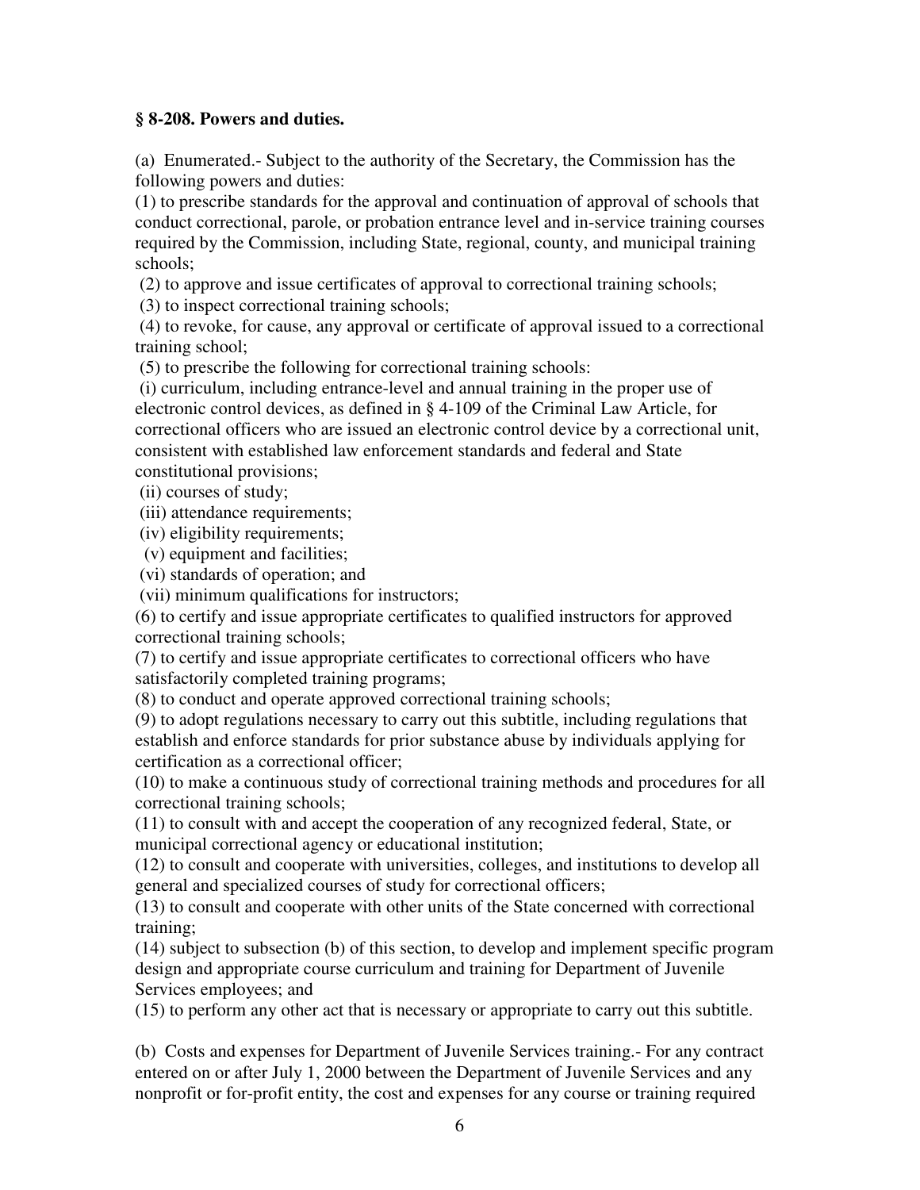**§ 8-208. Powers and duties.**

(a) Enumerated.- Subject to the authority of the Secretary, the Commission has the following powers and duties:

(1) to prescribe standards for the approval and continuation of approval of schools that conduct correctional, parole, or probation entrance level and in-service training courses required by the Commission, including State, regional, county, and municipal training schools;

(2) to approve and issue certificates of approval to correctional training schools;

(3) to inspect correctional training schools;

(4) to revoke, for cause, any approval or certificate of approval issued to a correctional training school;

(5) to prescribe the following for correctional training schools:

(i) curriculum, including entrance-level and annual training in the proper use of electronic control devices, as defined in § 4-109 of the Criminal Law Article, for correctional officers who are issued an electronic control device by a correctional unit, consistent with established law enforcement standards and federal and State constitutional provisions;

(ii) courses of study;

(iii) attendance requirements;

(iv) eligibility requirements;

(v) equipment and facilities;

(vi) standards of operation; and

(vii) minimum qualifications for instructors;

(6) to certify and issue appropriate certificates to qualified instructors for approved correctional training schools;

(7) to certify and issue appropriate certificates to correctional officers who have satisfactorily completed training programs;

(8) to conduct and operate approved correctional training schools;

(9) to adopt regulations necessary to carry out this subtitle, including regulations that establish and enforce standards for prior substance abuse by individuals applying for certification as a correctional officer;

(10) to make a continuous study of correctional training methods and procedures for all correctional training schools;

(11) to consult with and accept the cooperation of any recognized federal, State, or municipal correctional agency or educational institution;

(12) to consult and cooperate with universities, colleges, and institutions to develop all general and specialized courses of study for correctional officers;

(13) to consult and cooperate with other units of the State concerned with correctional training;

(14) subject to subsection (b) of this section, to develop and implement specific program design and appropriate course curriculum and training for Department of Juvenile Services employees; and

(15) to perform any other act that is necessary or appropriate to carry out this subtitle.

(b) Costs and expenses for Department of Juvenile Services training.- For any contract entered on or after July 1, 2000 between the Department of Juvenile Services and any nonprofit or for-profit entity, the cost and expenses for any course or training required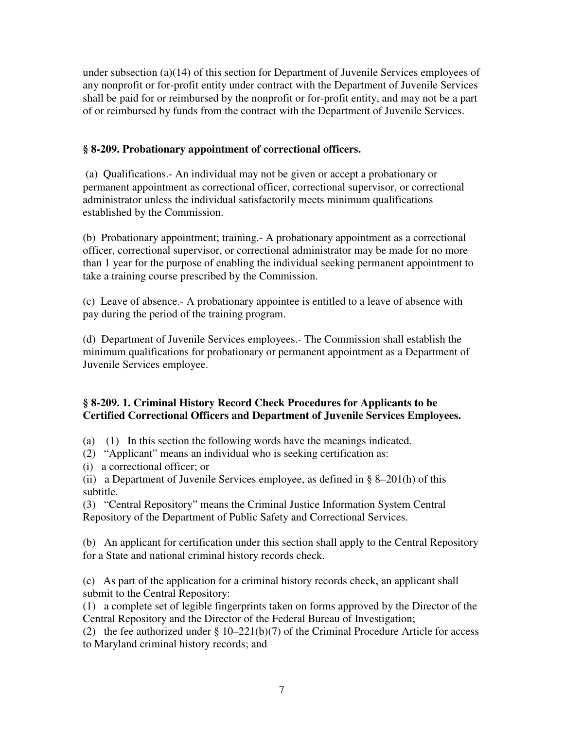under subsection (a)(14) of this section for Department of Juvenile Services employees of any nonprofit or for-profit entity under contract with the Department of Juvenile Services shall be paid for or reimbursed by the nonprofit or for-profit entity, and may not be a part of or reimbursed by funds from the contract with the Department of Juvenile Services.

### § 8-209. Probationary appointment of correctional officers.

(a) Qualifications.- An individual may not be given or accept a probationary or permanent appointment as correctional officer, correctional supervisor, or correctional administrator unless the individual satisfactorily meets minimum qualifications established by the Commission.

(b) Probationary appointment; training.- A probationary appointment as a correctional officer, correctional supervisor, or correctional administrator may be made for no more than 1 year for the purpose of enabling the individual seeking permanent appointment to take a training course prescribed by the Commission.

(c) Leave of absence.- A probationary appointee is entitled to a leave of absence with pay during the period of the training program.

(d) Department of Juvenile Services employees.- The Commission shall establish the minimum qualifications for probationary or permanent appointment as a Department of Juvenile Services employee.

### § 8-209. 1. Criminal History Record Check Procedures for Applicants to be Certified Correctional Officers and Department of Juvenile Services Employees.

(a) (1) In this section the following words have the meanings indicated.
(2) "Applicant" means an individual who is seeking certification as:
(i) a correctional officer; or
(ii) a Department of Juvenile Services employee, as defined in § 8–201(h) of this subtitle.
(3) "Central Repository" means the Criminal Justice Information System Central Repository of the Department of Public Safety and Correctional Services.

(b) An applicant for certification under this section shall apply to the Central Repository for a State and national criminal history records check.

(c) As part of the application for a criminal history records check, an applicant shall submit to the Central Repository:
(1) a complete set of legible fingerprints taken on forms approved by the Director of the Central Repository and the Director of the Federal Bureau of Investigation;
(2) the fee authorized under § 10–221(b)(7) of the Criminal Procedure Article for access to Maryland criminal history records; and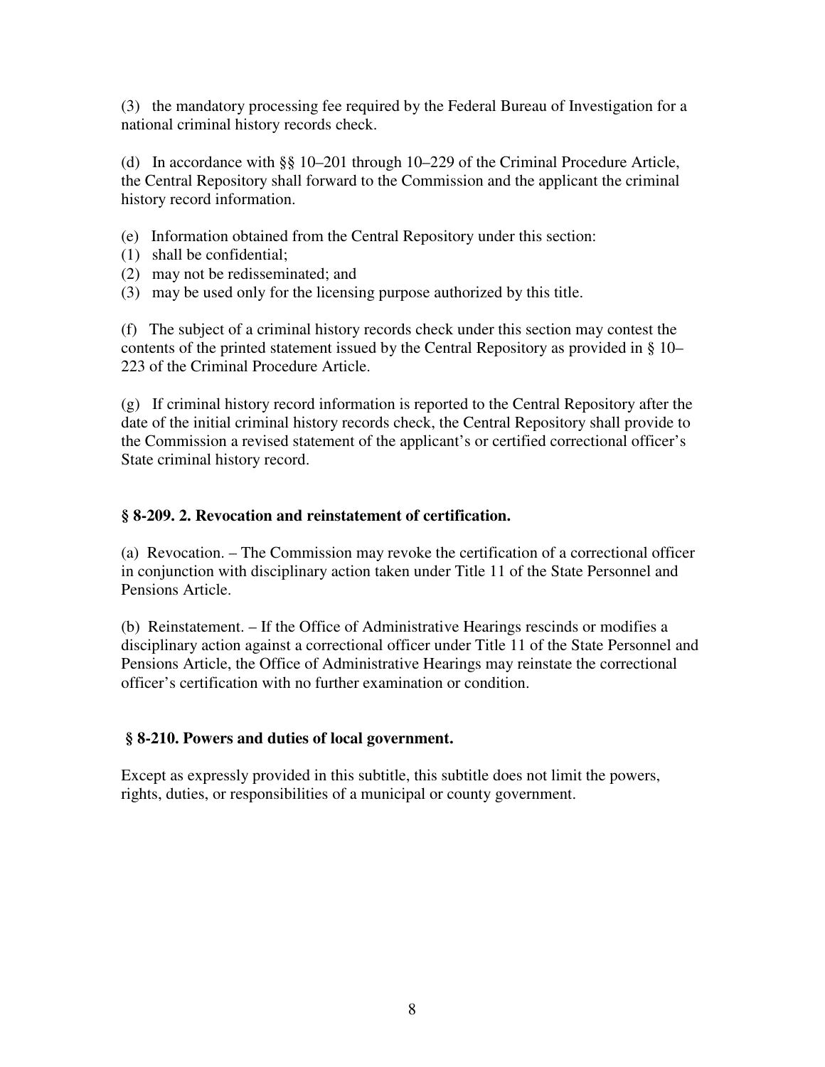(3) the mandatory processing fee required by the Federal Bureau of Investigation for a national criminal history records check.

(d) In accordance with §§ 10–201 through 10–229 of the Criminal Procedure Article, the Central Repository shall forward to the Commission and the applicant the criminal history record information.

(e) Information obtained from the Central Repository under this section:
(1) shall be confidential;
(2) may not be redisseminated; and
(3) may be used only for the licensing purpose authorized by this title.

(f) The subject of a criminal history records check under this section may contest the contents of the printed statement issued by the Central Repository as provided in § 10–223 of the Criminal Procedure Article.

(g) If criminal history record information is reported to the Central Repository after the date of the initial criminal history records check, the Central Repository shall provide to the Commission a revised statement of the applicant's or certified correctional officer's State criminal history record.

**§ 8-209. 2. Revocation and reinstatement of certification.**

(a) Revocation. – The Commission may revoke the certification of a correctional officer in conjunction with disciplinary action taken under Title 11 of the State Personnel and Pensions Article.

(b) Reinstatement. – If the Office of Administrative Hearings rescinds or modifies a disciplinary action against a correctional officer under Title 11 of the State Personnel and Pensions Article, the Office of Administrative Hearings may reinstate the correctional officer's certification with no further examination or condition.

**§ 8-210. Powers and duties of local government.**

Except as expressly provided in this subtitle, this subtitle does not limit the powers, rights, duties, or responsibilities of a municipal or county government.